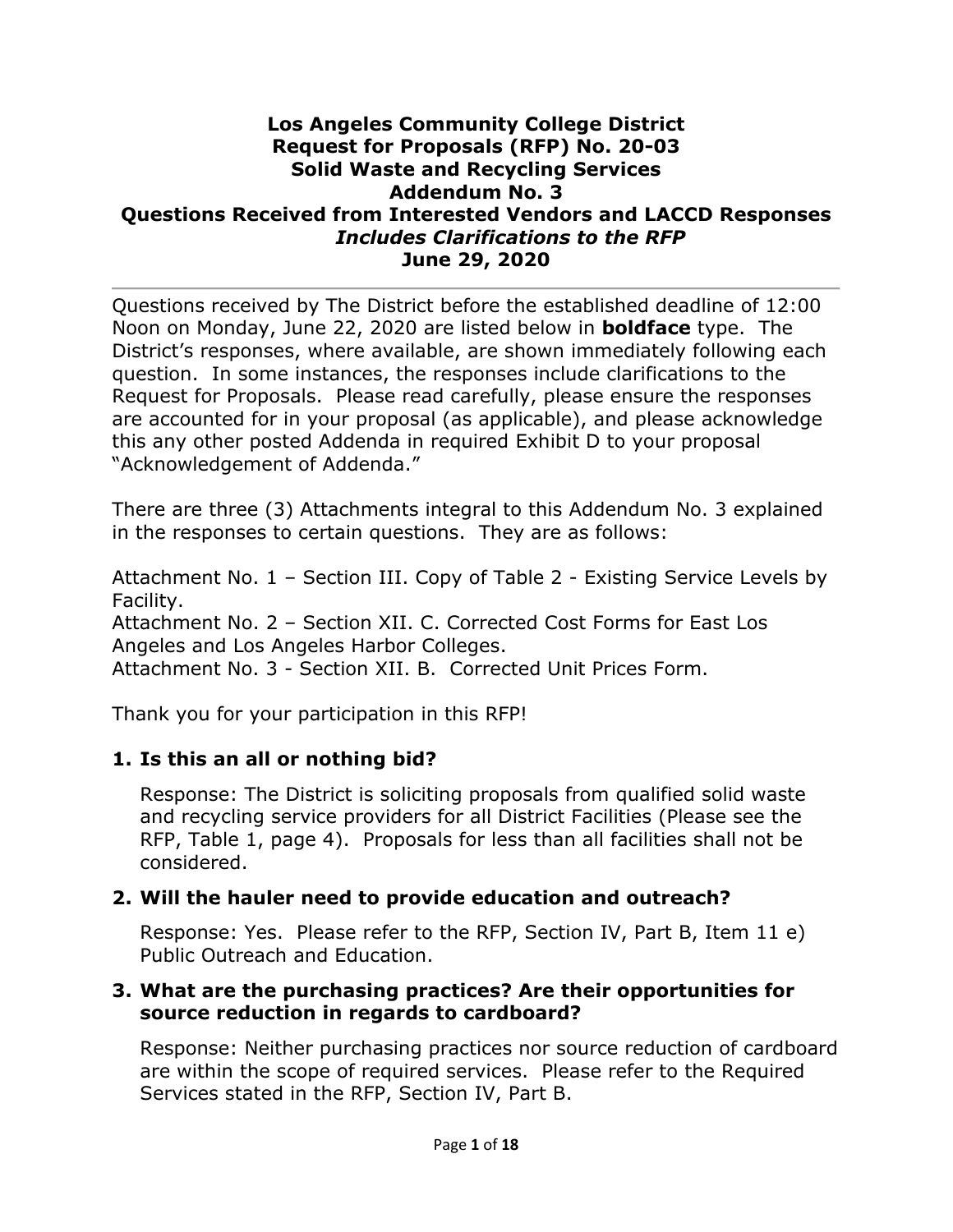**Los Angeles Community College District**
**Request for Proposals (RFP) No. 20-03**
**Solid Waste and Recycling Services**
**Addendum No. 3**
**Questions Received from Interested Vendors and LACCD Responses**
***Includes Clarifications to the RFP***
**June 29, 2020**

---

Questions received by The District before the established deadline of 12:00 Noon on Monday, June 22, 2020 are listed below in **boldface** type. The District's responses, where available, are shown immediately following each question. In some instances, the responses include clarifications to the Request for Proposals. Please read carefully, please ensure the responses are accounted for in your proposal (as applicable), and please acknowledge this any other posted Addenda in required Exhibit D to your proposal "Acknowledgement of Addenda."

There are three (3) Attachments integral to this Addendum No. 3 explained in the responses to certain questions. They are as follows:

Attachment No. 1 – Section III. Copy of Table 2 - Existing Service Levels by Facility.
Attachment No. 2 – Section XII. C. Corrected Cost Forms for East Los Angeles and Los Angeles Harbor Colleges.
Attachment No. 3 - Section XII. B. Corrected Unit Prices Form.

Thank you for your participation in this RFP!

**1. Is this an all or nothing bid?**

Response: The District is soliciting proposals from qualified solid waste and recycling service providers for all District Facilities (Please see the RFP, Table 1, page 4). Proposals for less than all facilities shall not be considered.

**2. Will the hauler need to provide education and outreach?**

Response: Yes. Please refer to the RFP, Section IV, Part B, Item 11 e) Public Outreach and Education.

**3. What are the purchasing practices? Are their opportunities for source reduction in regards to cardboard?**

Response: Neither purchasing practices nor source reduction of cardboard are within the scope of required services. Please refer to the Required Services stated in the RFP, Section IV, Part B.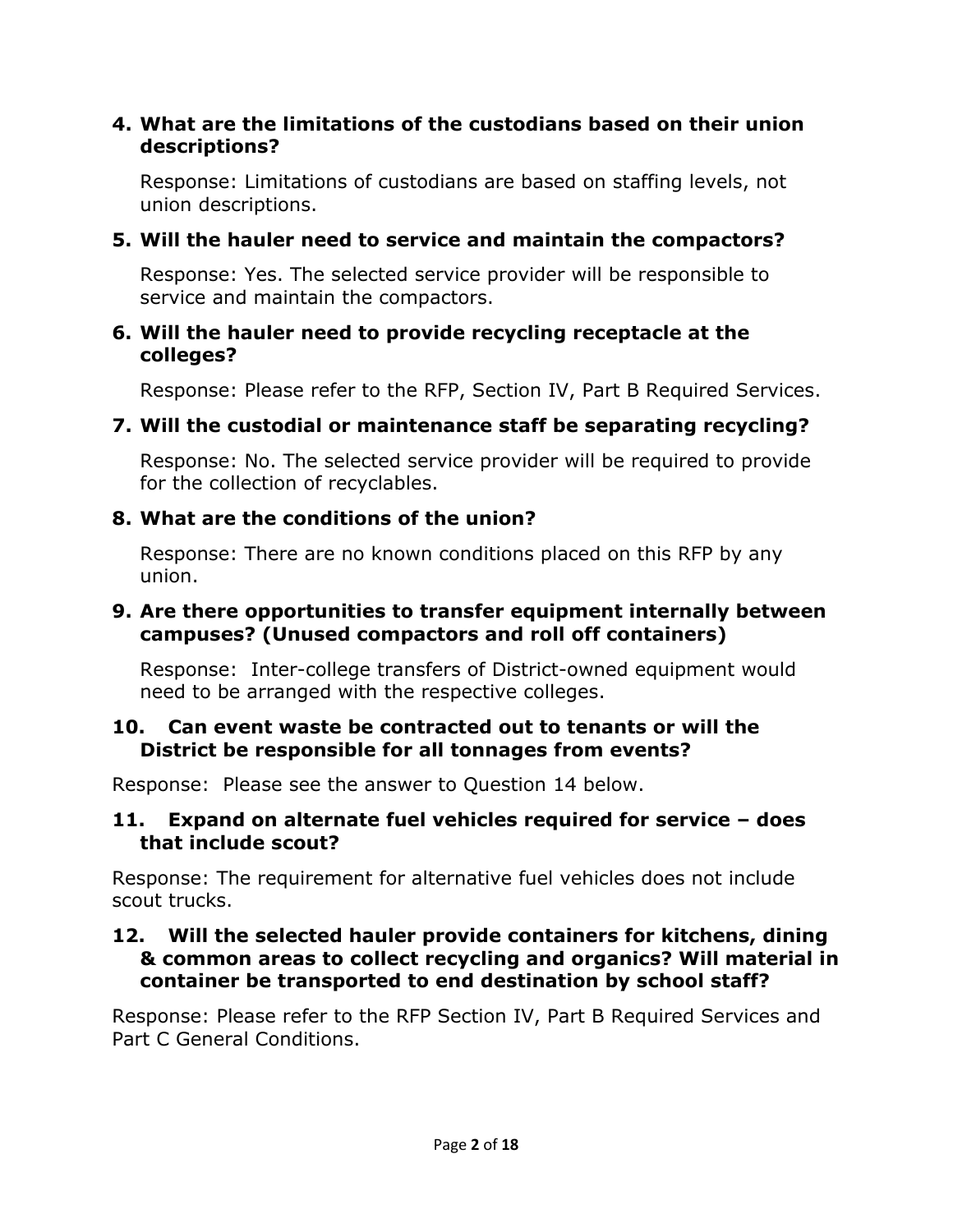**4. What are the limitations of the custodians based on their union descriptions?**

Response: Limitations of custodians are based on staffing levels, not union descriptions.

**5. Will the hauler need to service and maintain the compactors?**

Response: Yes. The selected service provider will be responsible to service and maintain the compactors.

**6. Will the hauler need to provide recycling receptacle at the colleges?**

Response: Please refer to the RFP, Section IV, Part B Required Services.

**7. Will the custodial or maintenance staff be separating recycling?**

Response: No. The selected service provider will be required to provide for the collection of recyclables.

**8. What are the conditions of the union?**

Response: There are no known conditions placed on this RFP by any union.

**9. Are there opportunities to transfer equipment internally between campuses? (Unused compactors and roll off containers)**

Response: Inter-college transfers of District-owned equipment would need to be arranged with the respective colleges.

**10. Can event waste be contracted out to tenants or will the District be responsible for all tonnages from events?**

Response: Please see the answer to Question 14 below.

**11. Expand on alternate fuel vehicles required for service – does that include scout?**

Response: The requirement for alternative fuel vehicles does not include scout trucks.

**12. Will the selected hauler provide containers for kitchens, dining & common areas to collect recycling and organics? Will material in container be transported to end destination by school staff?**

Response: Please refer to the RFP Section IV, Part B Required Services and Part C General Conditions.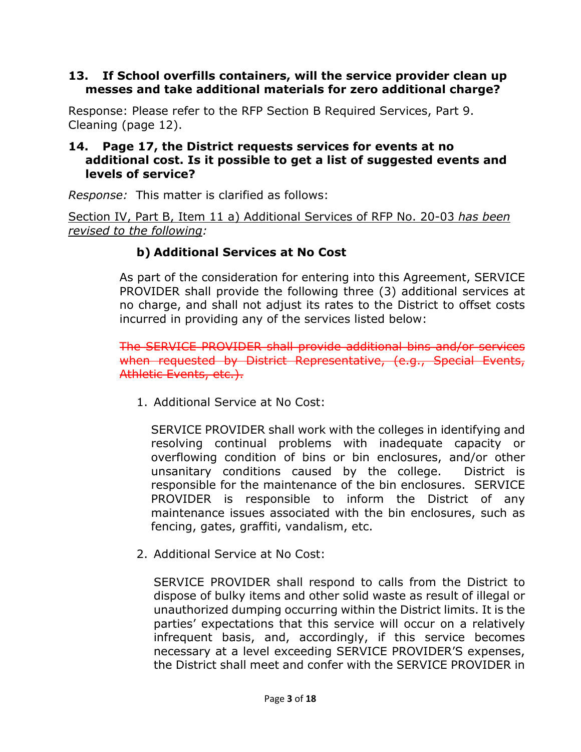**13. If School overfills containers, will the service provider clean up messes and take additional materials for zero additional charge?**

Response: Please refer to the RFP Section B Required Services, Part 9. Cleaning (page 12).

**14. Page 17, the District requests services for events at no additional cost. Is it possible to get a list of suggested events and levels of service?**

*Response:* This matter is clarified as follows:

Section IV, Part B, Item 11 a) Additional Services of RFP No. 20-03 *has been revised to the following:*

**b) Additional Services at No Cost**

As part of the consideration for entering into this Agreement, SERVICE PROVIDER shall provide the following three (3) additional services at no charge, and shall not adjust its rates to the District to offset costs incurred in providing any of the services listed below:

~~The SERVICE PROVIDER shall provide additional bins and/or services when requested by District Representative, (e.g., Special Events, Athletic Events, etc.).~~

1. Additional Service at No Cost:

   SERVICE PROVIDER shall work with the colleges in identifying and resolving continual problems with inadequate capacity or overflowing condition of bins or bin enclosures, and/or other unsanitary conditions caused by the college. District is responsible for the maintenance of the bin enclosures. SERVICE PROVIDER is responsible to inform the District of any maintenance issues associated with the bin enclosures, such as fencing, gates, graffiti, vandalism, etc.

2. Additional Service at No Cost:

   SERVICE PROVIDER shall respond to calls from the District to dispose of bulky items and other solid waste as result of illegal or unauthorized dumping occurring within the District limits. It is the parties' expectations that this service will occur on a relatively infrequent basis, and, accordingly, if this service becomes necessary at a level exceeding SERVICE PROVIDER'S expenses, the District shall meet and confer with the SERVICE PROVIDER in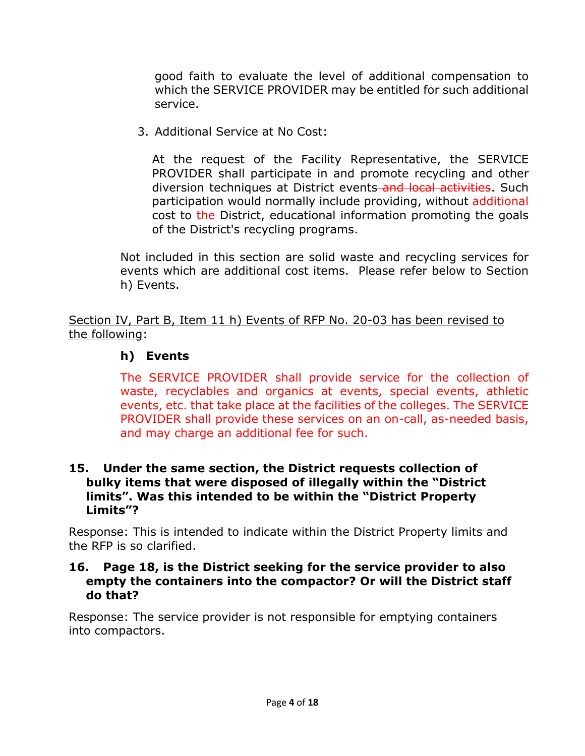good faith to evaluate the level of additional compensation to which the SERVICE PROVIDER may be entitled for such additional service.

3. Additional Service at No Cost:

   At the request of the Facility Representative, the SERVICE PROVIDER shall participate in and promote recycling and other diversion techniques at District events ~~and local activities~~. Such participation would normally include providing, without additional cost to the District, educational information promoting the goals of the District's recycling programs.

Not included in this section are solid waste and recycling services for events which are additional cost items. Please refer below to Section h) Events.

Section IV, Part B, Item 11 h) Events of RFP No. 20-03 has been revised to the following:

**h) Events**

The SERVICE PROVIDER shall provide service for the collection of waste, recyclables and organics at events, special events, athletic events, etc. that take place at the facilities of the colleges. The SERVICE PROVIDER shall provide these services on an on-call, as-needed basis, and may charge an additional fee for such.

**15. Under the same section, the District requests collection of bulky items that were disposed of illegally within the "District limits". Was this intended to be within the "District Property Limits"?**

Response: This is intended to indicate within the District Property limits and the RFP is so clarified.

**16. Page 18, is the District seeking for the service provider to also empty the containers into the compactor? Or will the District staff do that?**

Response: The service provider is not responsible for emptying containers into compactors.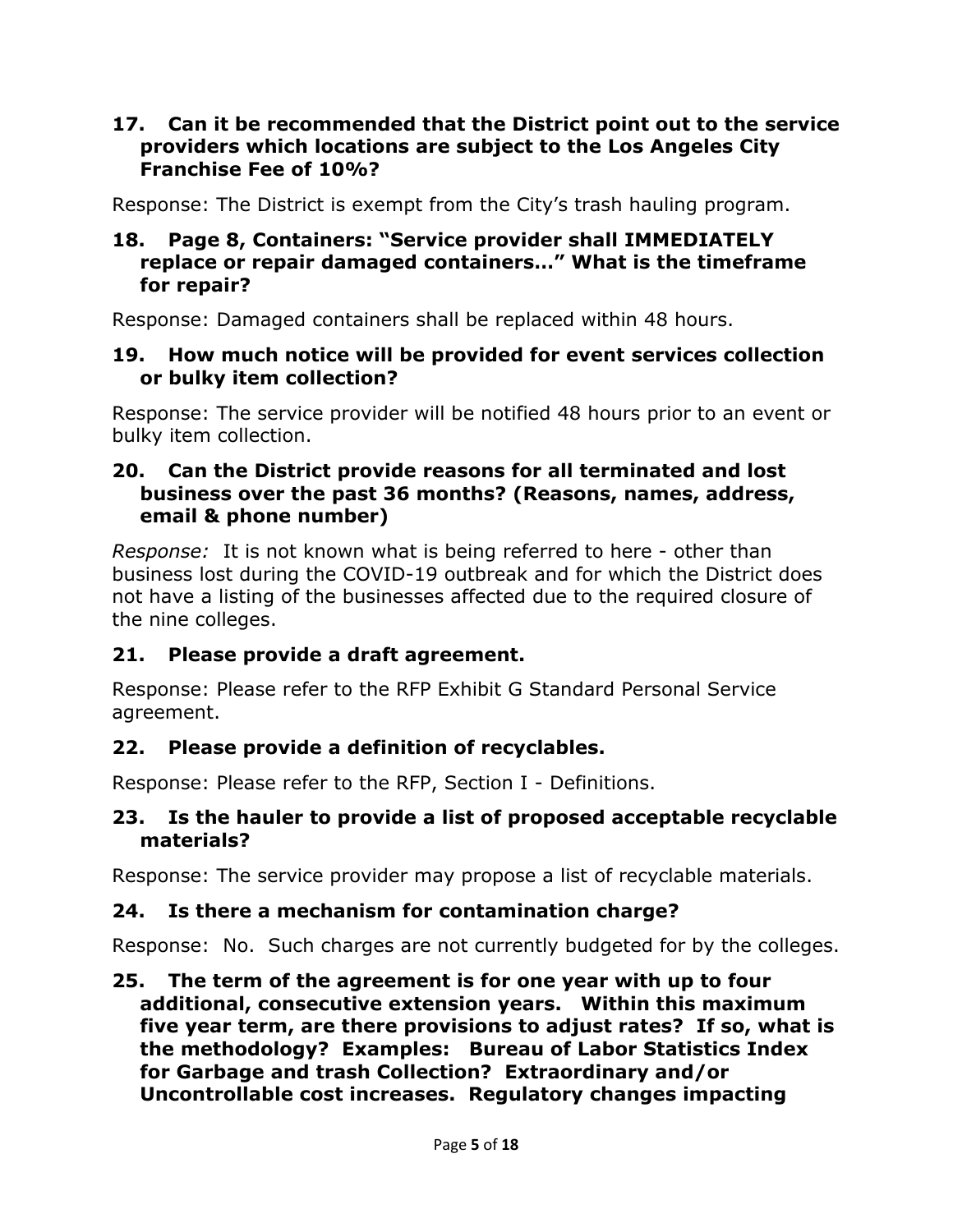**17. Can it be recommended that the District point out to the service providers which locations are subject to the Los Angeles City Franchise Fee of 10%?**

Response: The District is exempt from the City's trash hauling program.

**18. Page 8, Containers: "Service provider shall IMMEDIATELY replace or repair damaged containers…" What is the timeframe for repair?**

Response: Damaged containers shall be replaced within 48 hours.

**19. How much notice will be provided for event services collection or bulky item collection?**

Response: The service provider will be notified 48 hours prior to an event or bulky item collection.

**20. Can the District provide reasons for all terminated and lost business over the past 36 months? (Reasons, names, address, email & phone number)**

*Response:* It is not known what is being referred to here - other than business lost during the COVID-19 outbreak and for which the District does not have a listing of the businesses affected due to the required closure of the nine colleges.

**21. Please provide a draft agreement.**

Response: Please refer to the RFP Exhibit G Standard Personal Service agreement.

**22. Please provide a definition of recyclables.**

Response: Please refer to the RFP, Section I - Definitions.

**23. Is the hauler to provide a list of proposed acceptable recyclable materials?**

Response: The service provider may propose a list of recyclable materials.

**24. Is there a mechanism for contamination charge?**

Response: No. Such charges are not currently budgeted for by the colleges.

**25. The term of the agreement is for one year with up to four additional, consecutive extension years. Within this maximum five year term, are there provisions to adjust rates? If so, what is the methodology? Examples: Bureau of Labor Statistics Index for Garbage and trash Collection? Extraordinary and/or Uncontrollable cost increases. Regulatory changes impacting**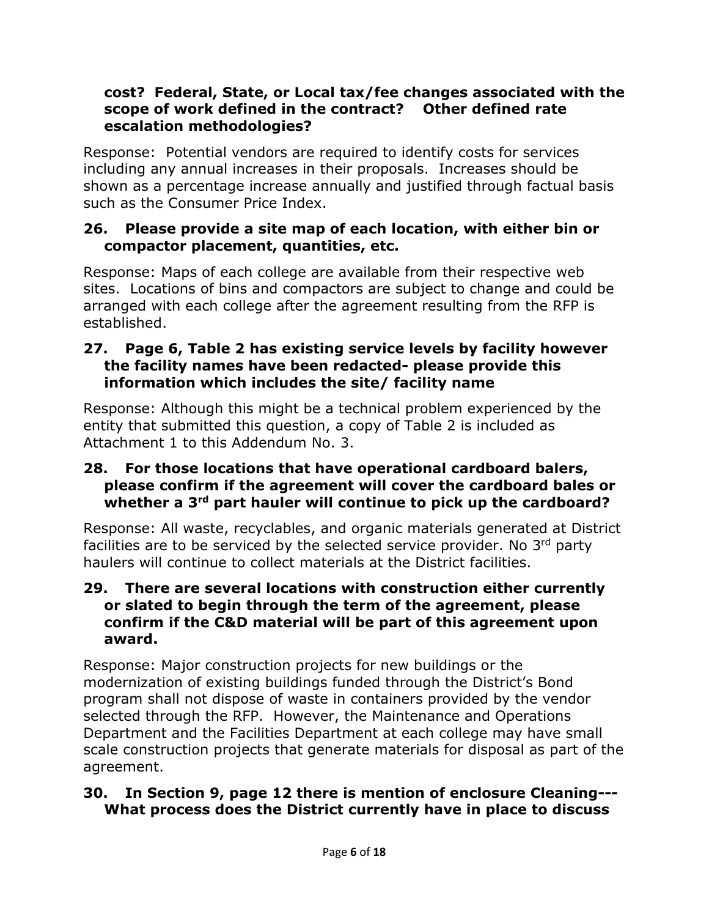**cost? Federal, State, or Local tax/fee changes associated with the scope of work defined in the contract? Other defined rate escalation methodologies?**

Response: Potential vendors are required to identify costs for services including any annual increases in their proposals. Increases should be shown as a percentage increase annually and justified through factual basis such as the Consumer Price Index.

**26. Please provide a site map of each location, with either bin or compactor placement, quantities, etc.**

Response: Maps of each college are available from their respective web sites. Locations of bins and compactors are subject to change and could be arranged with each college after the agreement resulting from the RFP is established.

**27. Page 6, Table 2 has existing service levels by facility however the facility names have been redacted- please provide this information which includes the site/ facility name**

Response: Although this might be a technical problem experienced by the entity that submitted this question, a copy of Table 2 is included as Attachment 1 to this Addendum No. 3.

**28. For those locations that have operational cardboard balers, please confirm if the agreement will cover the cardboard bales or whether a 3rd part hauler will continue to pick up the cardboard?**

Response: All waste, recyclables, and organic materials generated at District facilities are to be serviced by the selected service provider. No 3rd party haulers will continue to collect materials at the District facilities.

**29. There are several locations with construction either currently or slated to begin through the term of the agreement, please confirm if the C&D material will be part of this agreement upon award.**

Response: Major construction projects for new buildings or the modernization of existing buildings funded through the District's Bond program shall not dispose of waste in containers provided by the vendor selected through the RFP. However, the Maintenance and Operations Department and the Facilities Department at each college may have small scale construction projects that generate materials for disposal as part of the agreement.

**30. In Section 9, page 12 there is mention of enclosure Cleaning--- What process does the District currently have in place to discuss**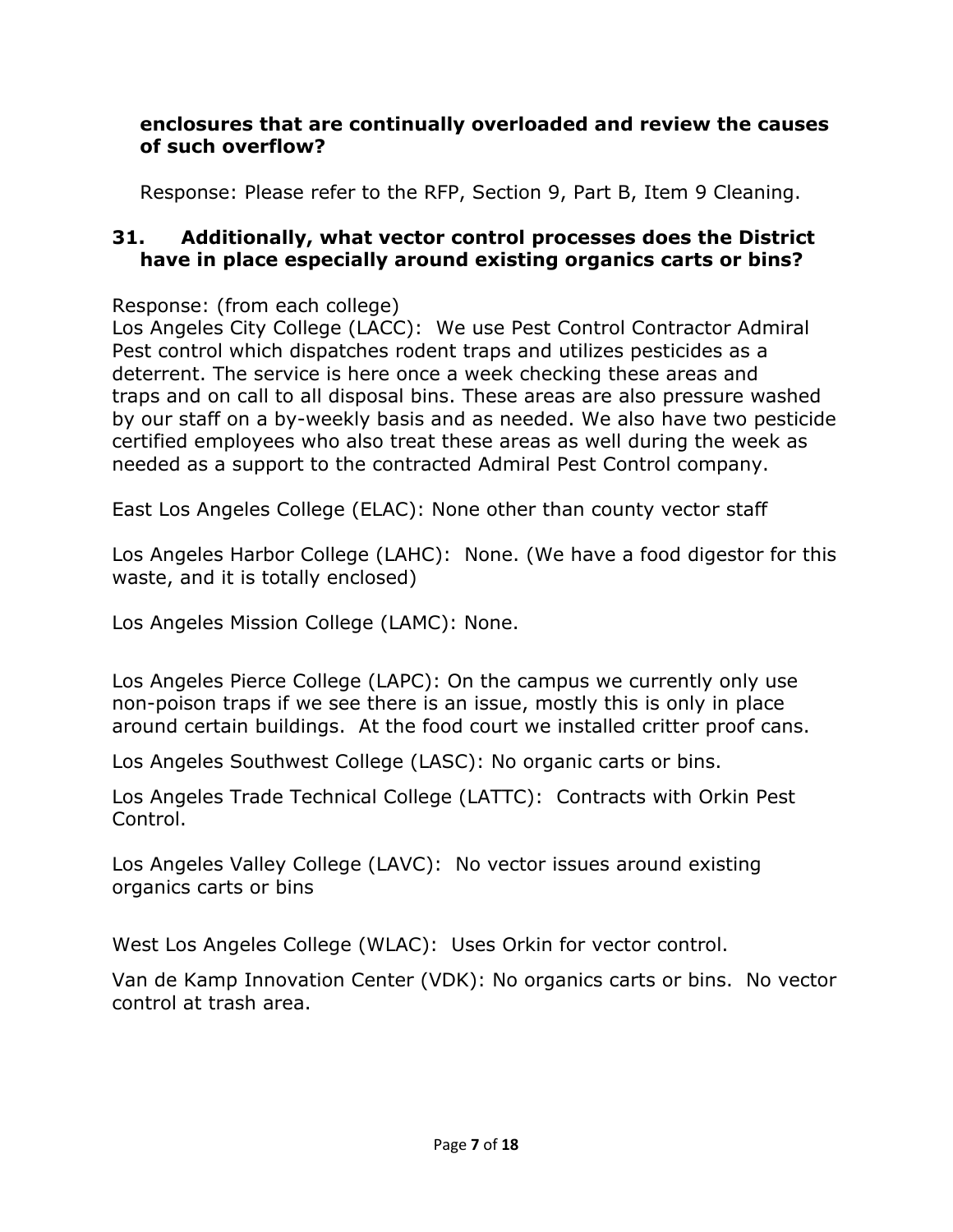**enclosures that are continually overloaded and review the causes of such overflow?**

Response: Please refer to the RFP, Section 9, Part B, Item 9 Cleaning.

**31. Additionally, what vector control processes does the District have in place especially around existing organics carts or bins?**

Response: (from each college)
Los Angeles City College (LACC): We use Pest Control Contractor Admiral Pest control which dispatches rodent traps and utilizes pesticides as a deterrent. The service is here once a week checking these areas and traps and on call to all disposal bins. These areas are also pressure washed by our staff on a by-weekly basis and as needed. We also have two pesticide certified employees who also treat these areas as well during the week as needed as a support to the contracted Admiral Pest Control company.

East Los Angeles College (ELAC): None other than county vector staff

Los Angeles Harbor College (LAHC): None. (We have a food digestor for this waste, and it is totally enclosed)

Los Angeles Mission College (LAMC): None.

Los Angeles Pierce College (LAPC): On the campus we currently only use non-poison traps if we see there is an issue, mostly this is only in place around certain buildings. At the food court we installed critter proof cans.

Los Angeles Southwest College (LASC): No organic carts or bins.

Los Angeles Trade Technical College (LATTC): Contracts with Orkin Pest Control.

Los Angeles Valley College (LAVC): No vector issues around existing organics carts or bins

West Los Angeles College (WLAC): Uses Orkin for vector control.

Van de Kamp Innovation Center (VDK): No organics carts or bins. No vector control at trash area.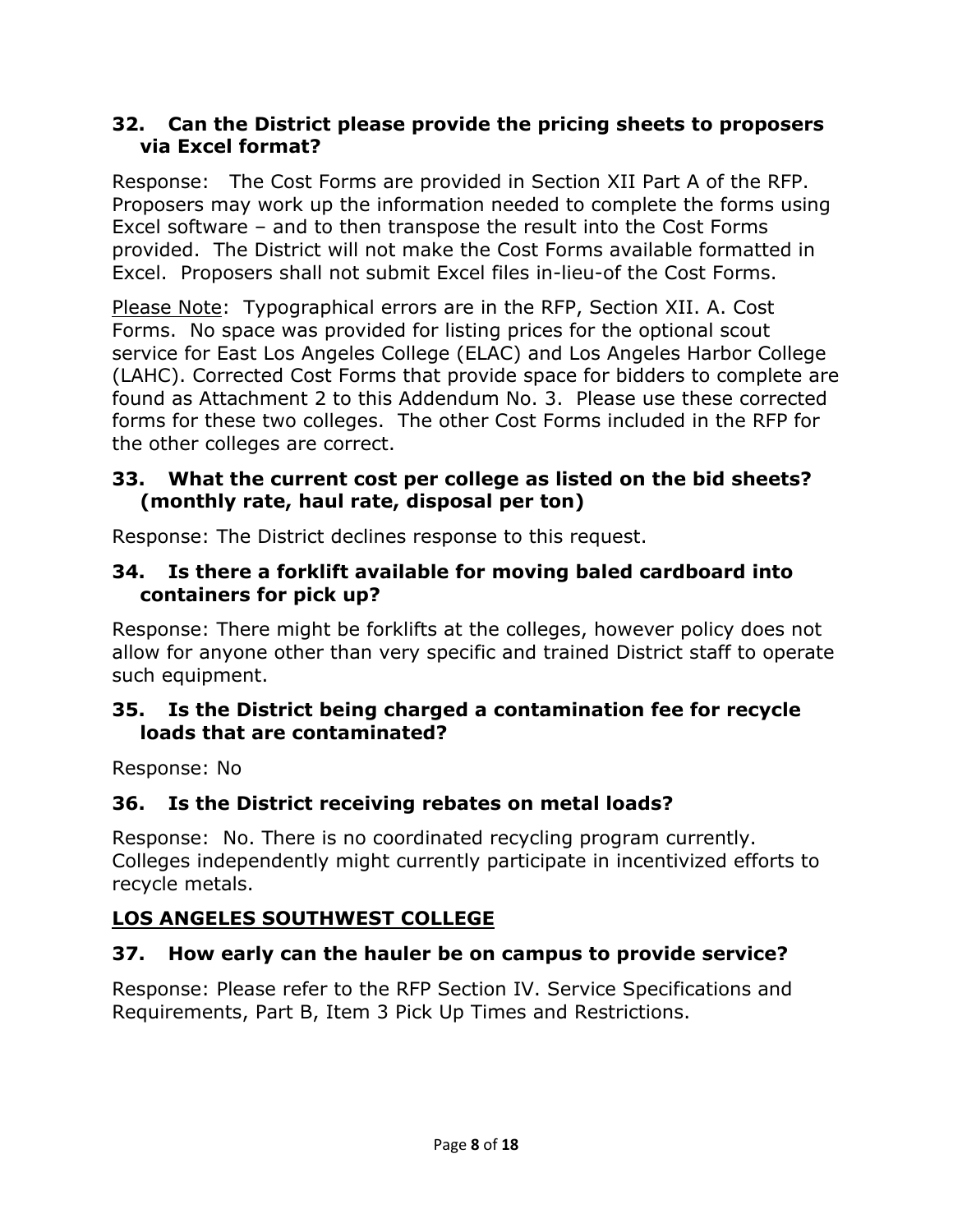### 32. Can the District please provide the pricing sheets to proposers via Excel format?

Response: The Cost Forms are provided in Section XII Part A of the RFP. Proposers may work up the information needed to complete the forms using Excel software – and to then transpose the result into the Cost Forms provided. The District will not make the Cost Forms available formatted in Excel. Proposers shall not submit Excel files in-lieu-of the Cost Forms.

<u>Please Note</u>: Typographical errors are in the RFP, Section XII. A. Cost Forms. No space was provided for listing prices for the optional scout service for East Los Angeles College (ELAC) and Los Angeles Harbor College (LAHC). Corrected Cost Forms that provide space for bidders to complete are found as Attachment 2 to this Addendum No. 3. Please use these corrected forms for these two colleges. The other Cost Forms included in the RFP for the other colleges are correct.

### 33. What the current cost per college as listed on the bid sheets? (monthly rate, haul rate, disposal per ton)

Response: The District declines response to this request.

### 34. Is there a forklift available for moving baled cardboard into containers for pick up?

Response: There might be forklifts at the colleges, however policy does not allow for anyone other than very specific and trained District staff to operate such equipment.

### 35. Is the District being charged a contamination fee for recycle loads that are contaminated?

Response: No

### 36. Is the District receiving rebates on metal loads?

Response: No. There is no coordinated recycling program currently. Colleges independently might currently participate in incentivized efforts to recycle metals.

## <u>LOS ANGELES SOUTHWEST COLLEGE</u>

### 37. How early can the hauler be on campus to provide service?

Response: Please refer to the RFP Section IV. Service Specifications and Requirements, Part B, Item 3 Pick Up Times and Restrictions.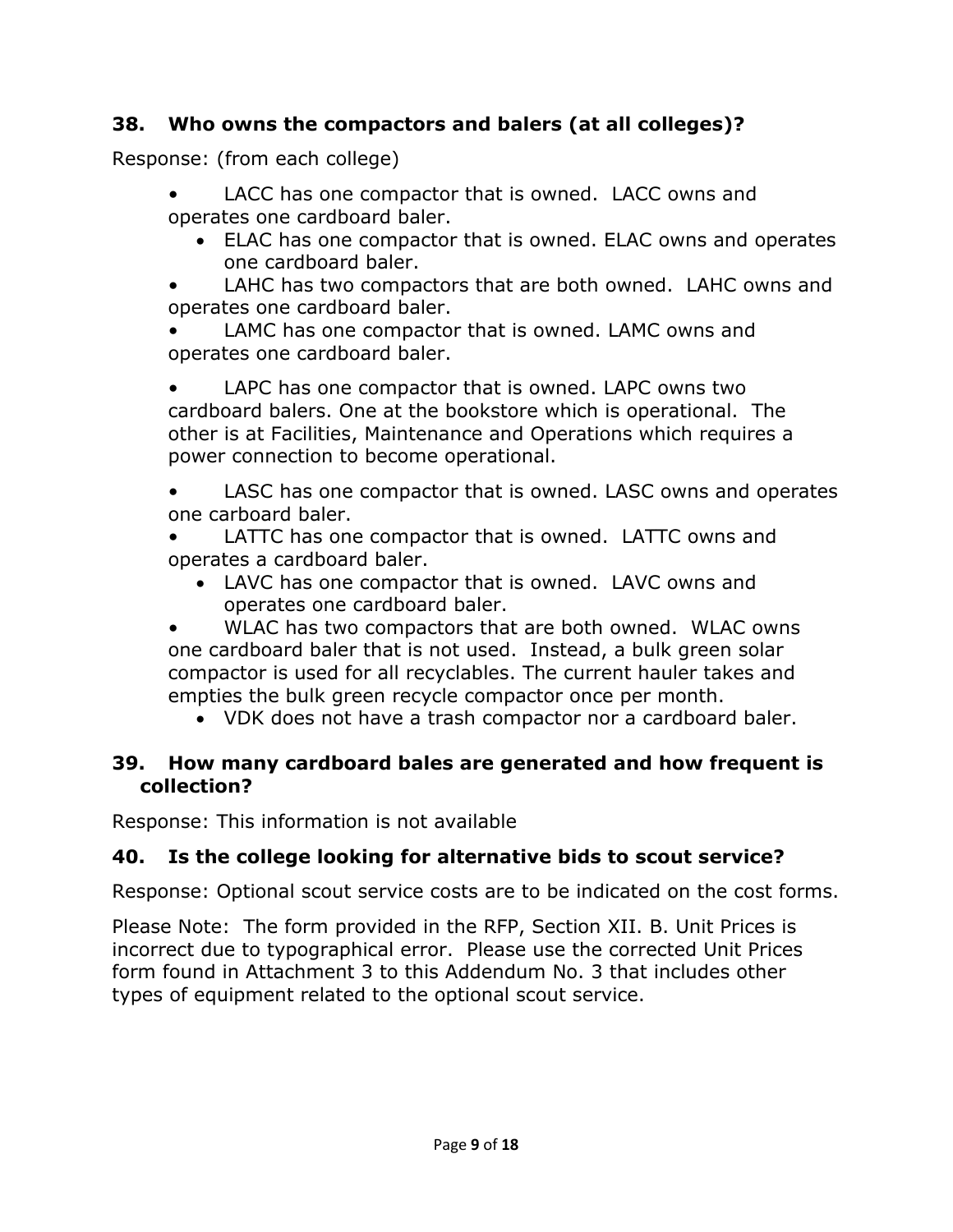**38. Who owns the compactors and balers (at all colleges)?**

Response: (from each college)

- LACC has one compactor that is owned. LACC owns and operates one cardboard baler.
- ELAC has one compactor that is owned. ELAC owns and operates one cardboard baler.
- LAHC has two compactors that are both owned. LAHC owns and operates one cardboard baler.
- LAMC has one compactor that is owned. LAMC owns and operates one cardboard baler.
- LAPC has one compactor that is owned. LAPC owns two cardboard balers. One at the bookstore which is operational. The other is at Facilities, Maintenance and Operations which requires a power connection to become operational.
- LASC has one compactor that is owned. LASC owns and operates one carboard baler.
- LATTC has one compactor that is owned. LATTC owns and operates a cardboard baler.
- LAVC has one compactor that is owned. LAVC owns and operates one cardboard baler.
- WLAC has two compactors that are both owned. WLAC owns one cardboard baler that is not used. Instead, a bulk green solar compactor is used for all recyclables. The current hauler takes and empties the bulk green recycle compactor once per month.
- VDK does not have a trash compactor nor a cardboard baler.

**39. How many cardboard bales are generated and how frequent is collection?**

Response: This information is not available

**40. Is the college looking for alternative bids to scout service?**

Response: Optional scout service costs are to be indicated on the cost forms.

Please Note: The form provided in the RFP, Section XII. B. Unit Prices is incorrect due to typographical error. Please use the corrected Unit Prices form found in Attachment 3 to this Addendum No. 3 that includes other types of equipment related to the optional scout service.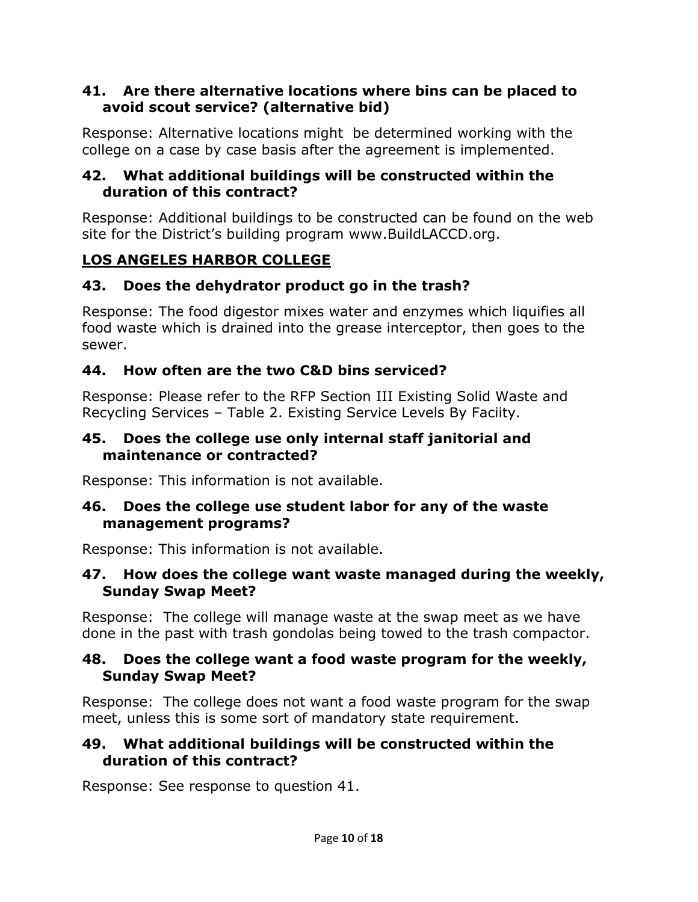**41. Are there alternative locations where bins can be placed to avoid scout service? (alternative bid)**

Response: Alternative locations might be determined working with the college on a case by case basis after the agreement is implemented.

**42. What additional buildings will be constructed within the duration of this contract?**

Response: Additional buildings to be constructed can be found on the web site for the District's building program www.BuildLACCD.org.

## <u>LOS ANGELES HARBOR COLLEGE</u>

**43. Does the dehydrator product go in the trash?**

Response: The food digestor mixes water and enzymes which liquifies all food waste which is drained into the grease interceptor, then goes to the sewer.

**44. How often are the two C&D bins serviced?**

Response: Please refer to the RFP Section III Existing Solid Waste and Recycling Services – Table 2. Existing Service Levels By Faciity.

**45. Does the college use only internal staff janitorial and maintenance or contracted?**

Response: This information is not available.

**46. Does the college use student labor for any of the waste management programs?**

Response: This information is not available.

**47. How does the college want waste managed during the weekly, Sunday Swap Meet?**

Response: The college will manage waste at the swap meet as we have done in the past with trash gondolas being towed to the trash compactor.

**48. Does the college want a food waste program for the weekly, Sunday Swap Meet?**

Response: The college does not want a food waste program for the swap meet, unless this is some sort of mandatory state requirement.

**49. What additional buildings will be constructed within the duration of this contract?**

Response: See response to question 41.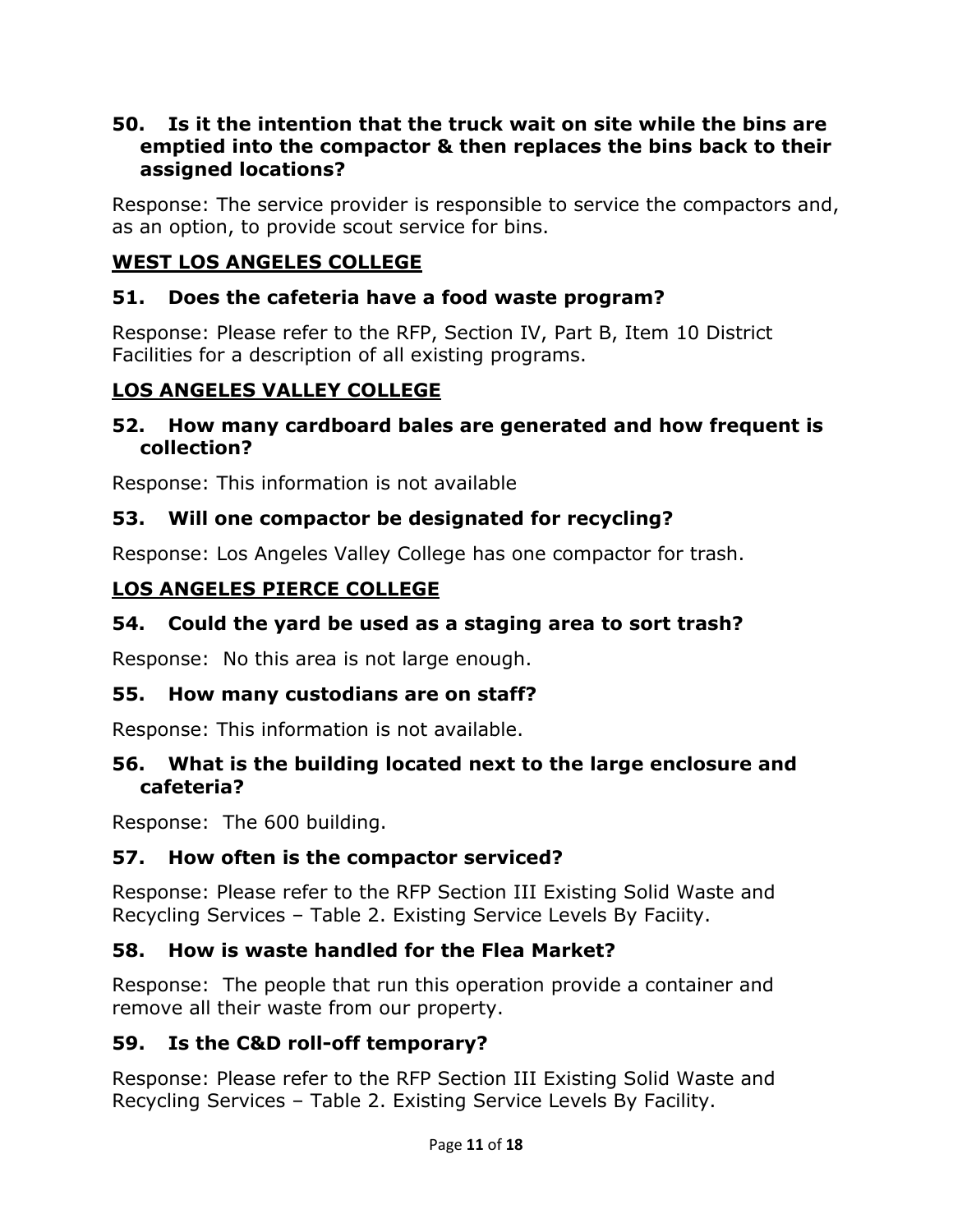**50. Is it the intention that the truck wait on site while the bins are emptied into the compactor & then replaces the bins back to their assigned locations?**

Response: The service provider is responsible to service the compactors and, as an option, to provide scout service for bins.

## WEST LOS ANGELES COLLEGE

**51. Does the cafeteria have a food waste program?**

Response: Please refer to the RFP, Section IV, Part B, Item 10 District Facilities for a description of all existing programs.

## LOS ANGELES VALLEY COLLEGE

**52. How many cardboard bales are generated and how frequent is collection?**

Response: This information is not available

**53. Will one compactor be designated for recycling?**

Response: Los Angeles Valley College has one compactor for trash.

## LOS ANGELES PIERCE COLLEGE

**54. Could the yard be used as a staging area to sort trash?**

Response: No this area is not large enough.

**55. How many custodians are on staff?**

Response: This information is not available.

**56. What is the building located next to the large enclosure and cafeteria?**

Response: The 600 building.

**57. How often is the compactor serviced?**

Response: Please refer to the RFP Section III Existing Solid Waste and Recycling Services – Table 2. Existing Service Levels By Faciity.

**58. How is waste handled for the Flea Market?**

Response: The people that run this operation provide a container and remove all their waste from our property.

**59. Is the C&D roll-off temporary?**

Response: Please refer to the RFP Section III Existing Solid Waste and Recycling Services – Table 2. Existing Service Levels By Facility.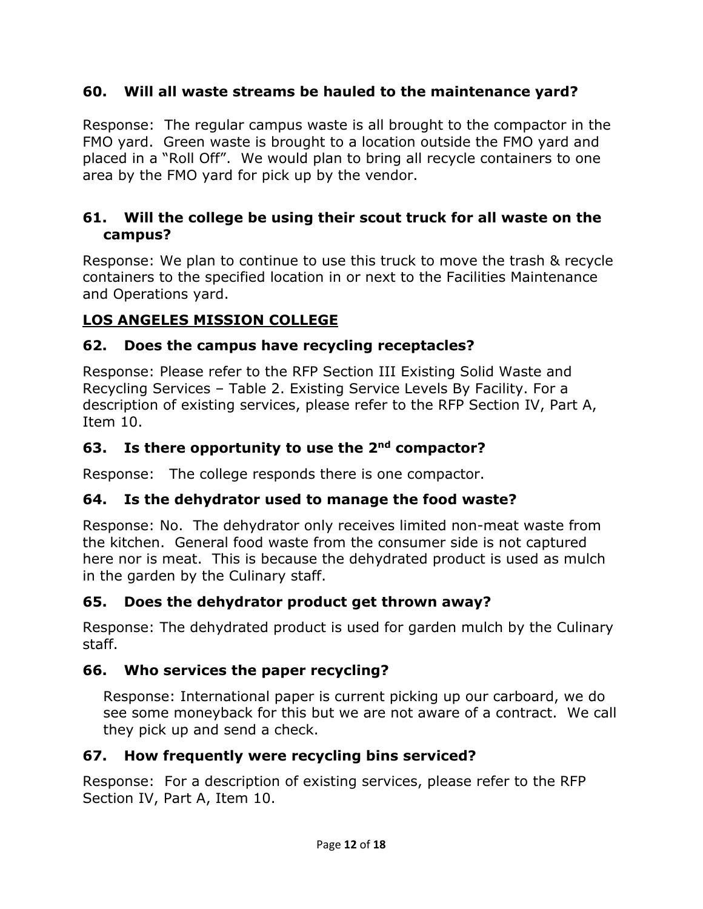### 60. Will all waste streams be hauled to the maintenance yard?

Response: The regular campus waste is all brought to the compactor in the FMO yard. Green waste is brought to a location outside the FMO yard and placed in a "Roll Off". We would plan to bring all recycle containers to one area by the FMO yard for pick up by the vendor.

### 61. Will the college be using their scout truck for all waste on the campus?

Response: We plan to continue to use this truck to move the trash & recycle containers to the specified location in or next to the Facilities Maintenance and Operations yard.

## LOS ANGELES MISSION COLLEGE

### 62. Does the campus have recycling receptacles?

Response: Please refer to the RFP Section III Existing Solid Waste and Recycling Services – Table 2. Existing Service Levels By Facility. For a description of existing services, please refer to the RFP Section IV, Part A, Item 10.

### 63. Is there opportunity to use the 2nd compactor?

Response: The college responds there is one compactor.

### 64. Is the dehydrator used to manage the food waste?

Response: No. The dehydrator only receives limited non-meat waste from the kitchen. General food waste from the consumer side is not captured here nor is meat. This is because the dehydrated product is used as mulch in the garden by the Culinary staff.

### 65. Does the dehydrator product get thrown away?

Response: The dehydrated product is used for garden mulch by the Culinary staff.

### 66. Who services the paper recycling?

Response: International paper is current picking up our carboard, we do see some moneyback for this but we are not aware of a contract. We call they pick up and send a check.

### 67. How frequently were recycling bins serviced?

Response: For a description of existing services, please refer to the RFP Section IV, Part A, Item 10.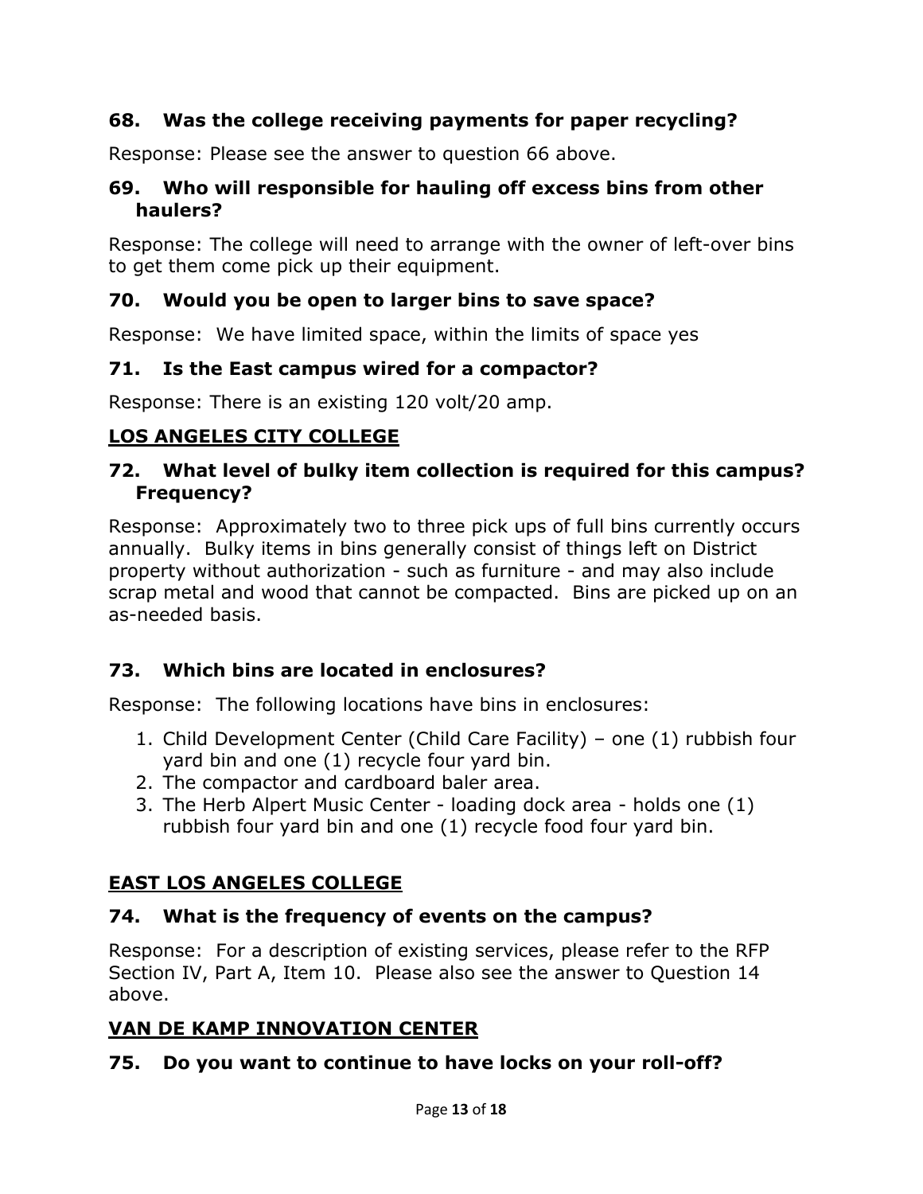**68. Was the college receiving payments for paper recycling?**

Response: Please see the answer to question 66 above.

**69. Who will responsible for hauling off excess bins from other haulers?**

Response: The college will need to arrange with the owner of left-over bins to get them come pick up their equipment.

**70. Would you be open to larger bins to save space?**

Response: We have limited space, within the limits of space yes

**71. Is the East campus wired for a compactor?**

Response: There is an existing 120 volt/20 amp.

## LOS ANGELES CITY COLLEGE

**72. What level of bulky item collection is required for this campus? Frequency?**

Response: Approximately two to three pick ups of full bins currently occurs annually. Bulky items in bins generally consist of things left on District property without authorization - such as furniture - and may also include scrap metal and wood that cannot be compacted. Bins are picked up on an as-needed basis.

**73. Which bins are located in enclosures?**

Response: The following locations have bins in enclosures:

1. Child Development Center (Child Care Facility) – one (1) rubbish four yard bin and one (1) recycle four yard bin.
2. The compactor and cardboard baler area.
3. The Herb Alpert Music Center - loading dock area - holds one (1) rubbish four yard bin and one (1) recycle food four yard bin.

## EAST LOS ANGELES COLLEGE

**74. What is the frequency of events on the campus?**

Response: For a description of existing services, please refer to the RFP Section IV, Part A, Item 10. Please also see the answer to Question 14 above.

## VAN DE KAMP INNOVATION CENTER

**75. Do you want to continue to have locks on your roll-off?**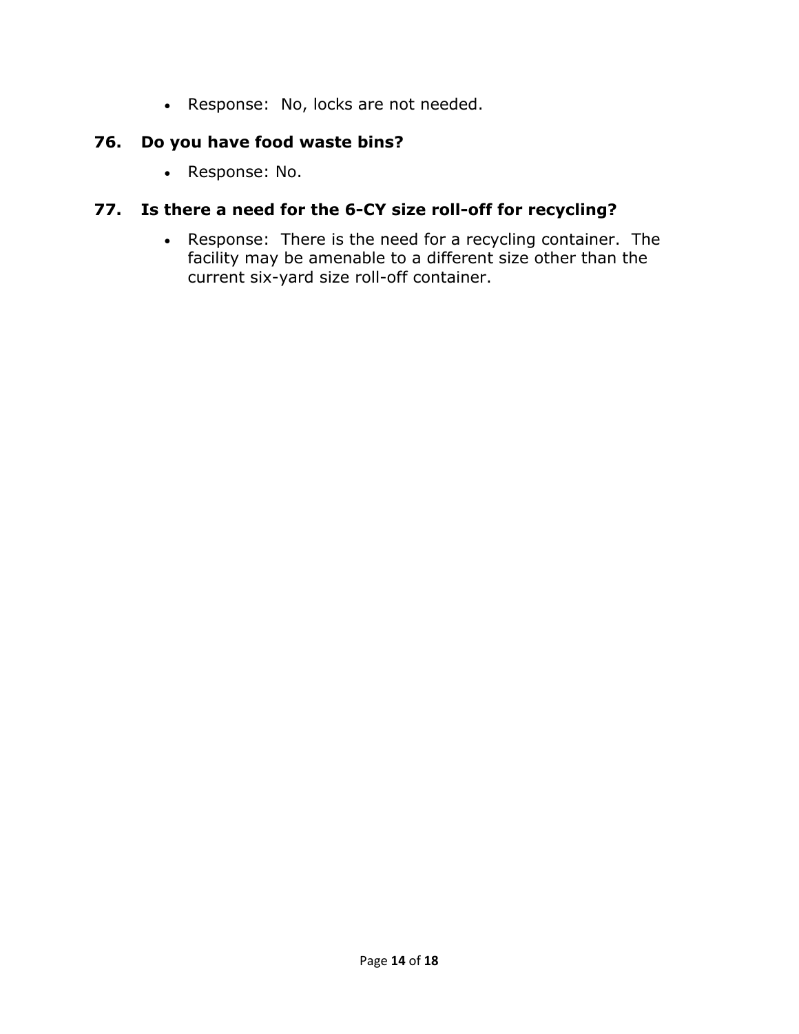- Response:  No, locks are not needed.

### 76. Do you have food waste bins?

- Response: No.

### 77. Is there a need for the 6-CY size roll-off for recycling?

- Response:  There is the need for a recycling container.  The facility may be amenable to a different size other than the current six-yard size roll-off container.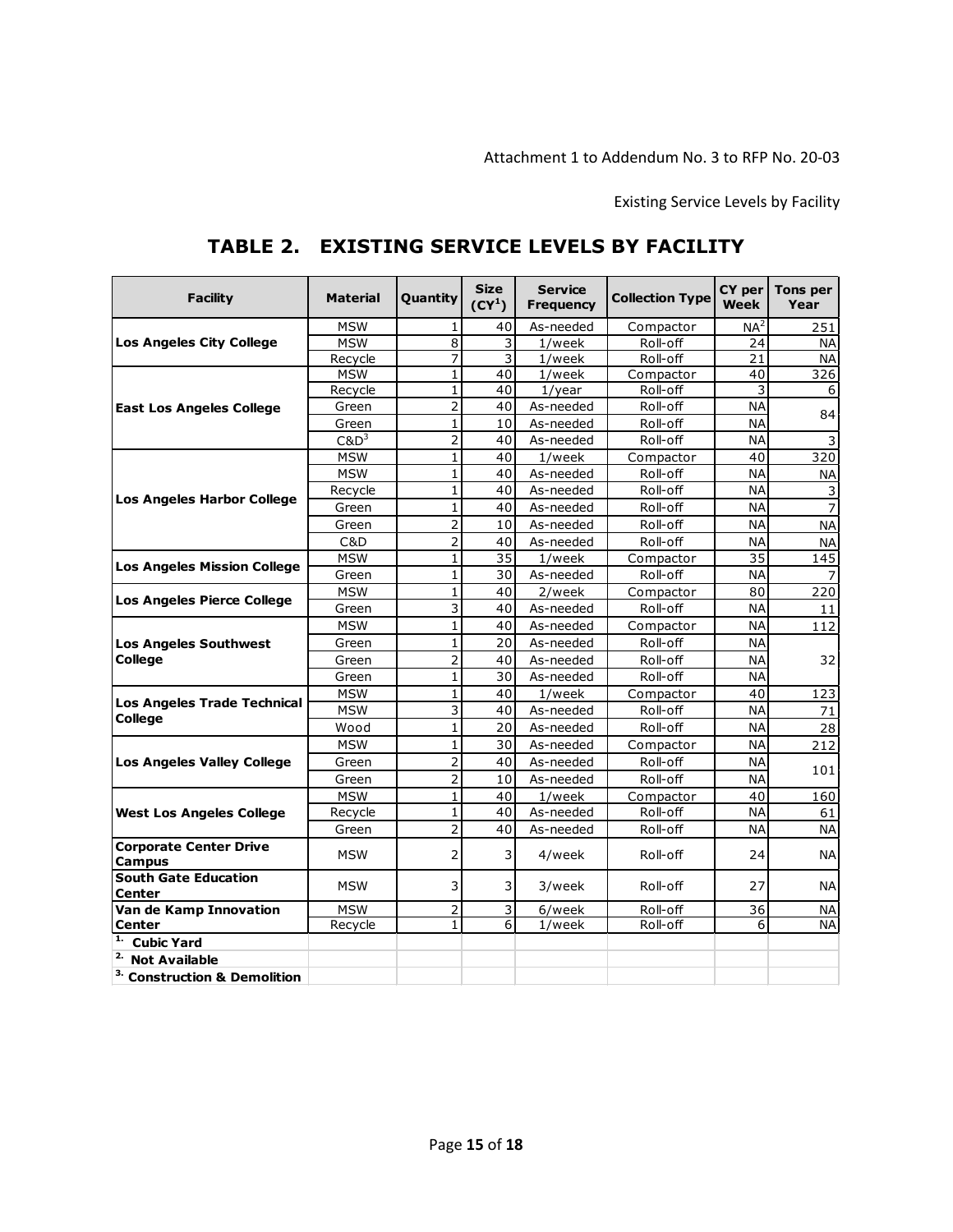Attachment 1 to Addendum No. 3 to RFP No. 20-03

Existing Service Levels by Facility

## TABLE 2. EXISTING SERVICE LEVELS BY FACILITY

| Facility | Material | Quantity | Size (CY[1]) | Service Frequency | Collection Type | CY per Week | Tons per Year |
|---|---|---|---|---|---|---|---|
| **Los Angeles City College** | MSW | 1 | 40 | As-needed | Compactor | NA[2] | 251 |
| | MSW | 8 | 3 | 1/week | Roll-off | 24 | NA |
| | Recycle | 7 | 3 | 1/week | Roll-off | 21 | NA |
| **East Los Angeles College** | MSW | 1 | 40 | 1/week | Compactor | 40 | 326 |
| | Recycle | 1 | 40 | 1/year | Roll-off | 3 | 6 |
| | Green | 2 | 40 | As-needed | Roll-off | NA | 84 |
| | Green | 1 | 10 | As-needed | Roll-off | NA | |
| | C&D[3] | 2 | 40 | As-needed | Roll-off | NA | 3 |
| **Los Angeles Harbor College** | MSW | 1 | 40 | 1/week | Compactor | 40 | 320 |
| | MSW | 1 | 40 | As-needed | Roll-off | NA | NA |
| | Recycle | 1 | 40 | As-needed | Roll-off | NA | 3 |
| | Green | 1 | 40 | As-needed | Roll-off | NA | 7 |
| | Green | 2 | 10 | As-needed | Roll-off | NA | NA |
| | C&D | 2 | 40 | As-needed | Roll-off | NA | NA |
| **Los Angeles Mission College** | MSW | 1 | 35 | 1/week | Compactor | 35 | 145 |
| | Green | 1 | 30 | As-needed | Roll-off | NA | 7 |
| **Los Angeles Pierce College** | MSW | 1 | 40 | 2/week | Compactor | 80 | 220 |
| | Green | 3 | 40 | As-needed | Roll-off | NA | 11 |
| **Los Angeles Southwest College** | MSW | 1 | 40 | As-needed | Compactor | NA | 112 |
| | Green | 1 | 20 | As-needed | Roll-off | NA | 32 |
| | Green | 2 | 40 | As-needed | Roll-off | NA | |
| | Green | 1 | 30 | As-needed | Roll-off | NA | |
| **Los Angeles Trade Technical College** | MSW | 1 | 40 | 1/week | Compactor | 40 | 123 |
| | MSW | 3 | 40 | As-needed | Roll-off | NA | 71 |
| | Wood | 1 | 20 | As-needed | Roll-off | NA | 28 |
| **Los Angeles Valley College** | MSW | 1 | 30 | As-needed | Compactor | NA | 212 |
| | Green | 2 | 40 | As-needed | Roll-off | NA | 101 |
| | Green | 2 | 10 | As-needed | Roll-off | NA | |
| **West Los Angeles College** | MSW | 1 | 40 | 1/week | Compactor | 40 | 160 |
| | Recycle | 1 | 40 | As-needed | Roll-off | NA | 61 |
| | Green | 2 | 40 | As-needed | Roll-off | NA | NA |
| **Corporate Center Drive Campus** | MSW | 2 | 3 | 4/week | Roll-off | 24 | NA |
| **South Gate Education Center** | MSW | 3 | 3 | 3/week | Roll-off | 27 | NA |
| **Van de Kamp Innovation Center** | MSW | 2 | 3 | 6/week | Roll-off | 36 | NA |
| | Recycle | 1 | 6 | 1/week | Roll-off | 6 | NA |

1. Cubic Yard
2. Not Available
3. Construction & Demolition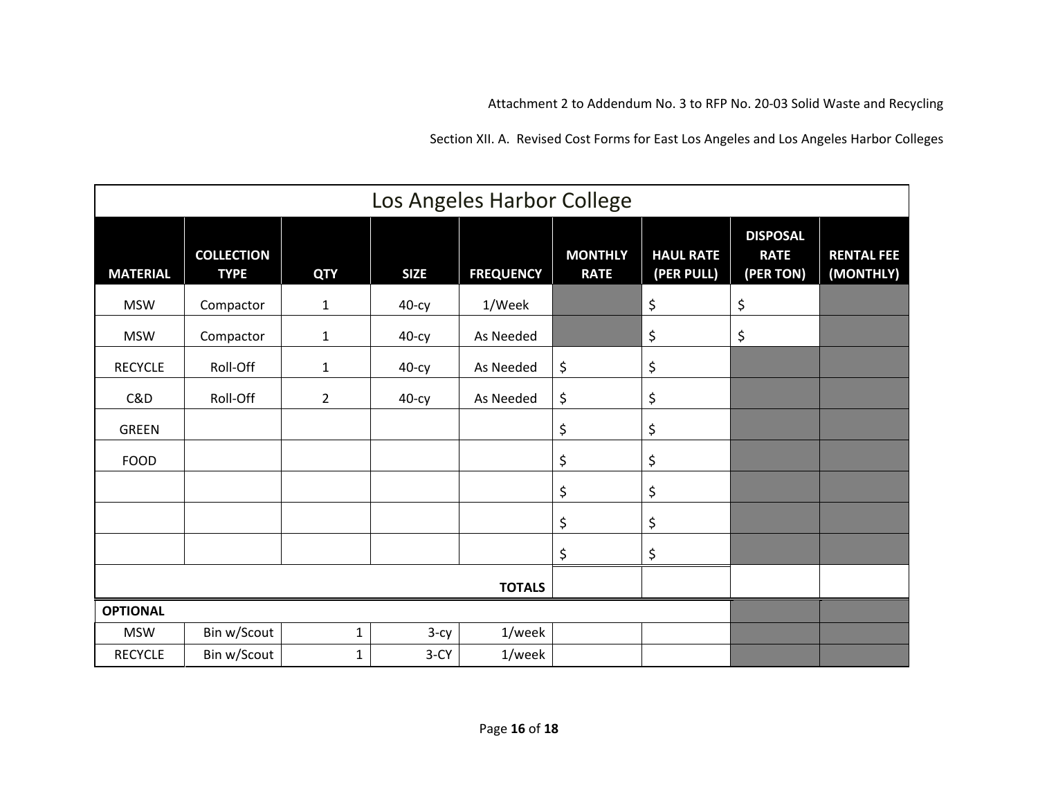Attachment 2 to Addendum No. 3 to RFP No. 20-03 Solid Waste and Recycling

Section XII. A. Revised Cost Forms for East Los Angeles and Los Angeles Harbor Colleges

## Los Angeles Harbor College

| MATERIAL | COLLECTION TYPE | QTY | SIZE | FREQUENCY | MONTHLY RATE | HAUL RATE (PER PULL) | DISPOSAL RATE (PER TON) | RENTAL FEE (MONTHLY) |
|---|---|---|---|---|---|---|---|---|
| MSW | Compactor | 1 | 40-cy | 1/Week | | $ | $ | |
| MSW | Compactor | 1 | 40-cy | As Needed | | $ | $ | |
| RECYCLE | Roll-Off | 1 | 40-cy | As Needed | $ | $ | | |
| C&D | Roll-Off | 2 | 40-cy | As Needed | $ | $ | | |
| GREEN | | | | | $ | $ | | |
| FOOD | | | | | $ | $ | | |
| | | | | | $ | $ | | |
| | | | | | $ | $ | | |
| | | | | | $ | $ | | |
| | | | | **TOTALS** | | | | |
| **OPTIONAL** | | | | | | | | |
| MSW | Bin w/Scout | 1 | 3-cy | 1/week | | | | |
| RECYCLE | Bin w/Scout | 1 | 3-CY | 1/week | | | | |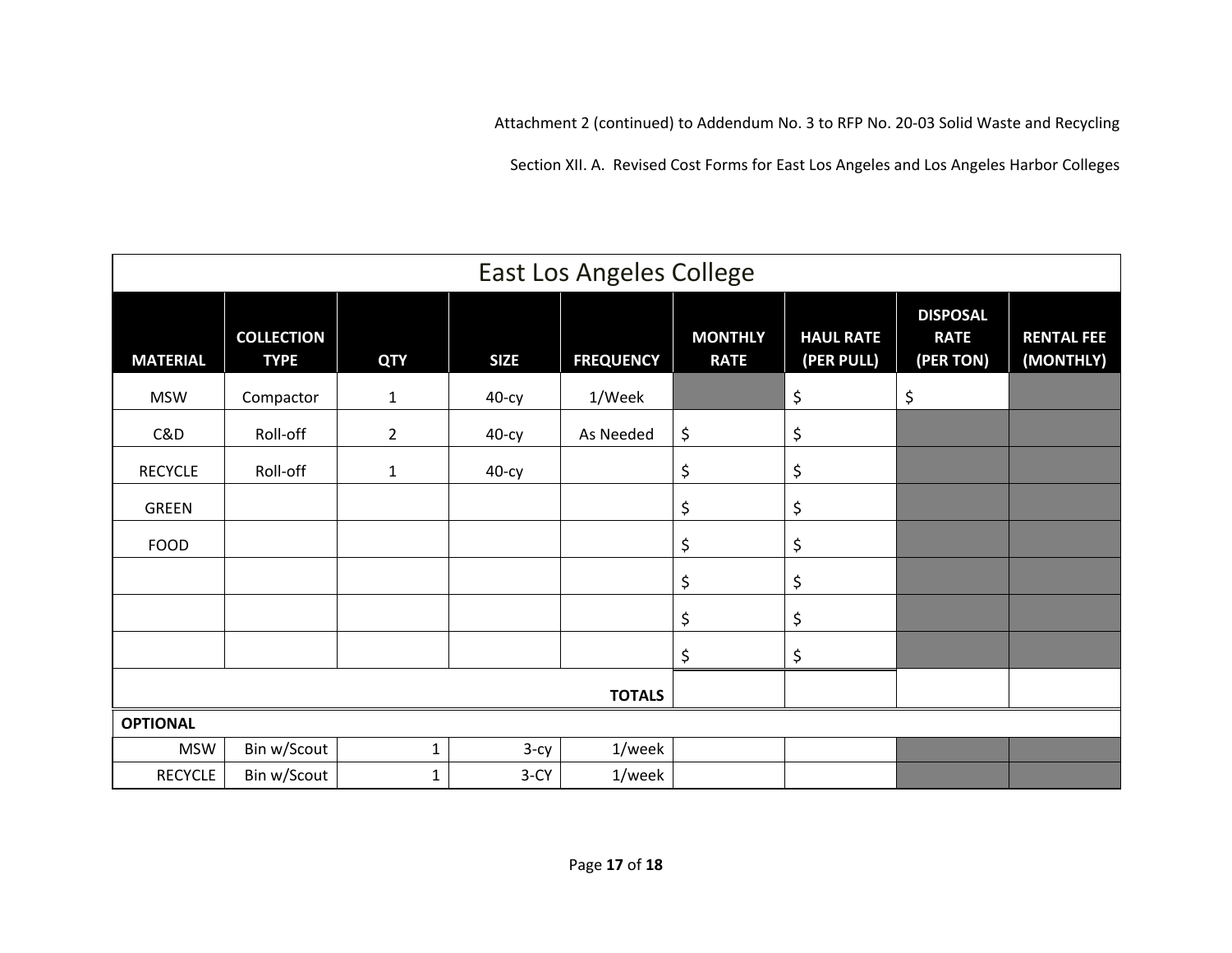Attachment 2 (continued) to Addendum No. 3 to RFP No. 20-03 Solid Waste and Recycling

Section XII. A. Revised Cost Forms for East Los Angeles and Los Angeles Harbor Colleges

| East Los Angeles College | | | | | | | | |
|---|---|---|---|---|---|---|---|---|
| **MATERIAL** | **COLLECTION TYPE** | **QTY** | **SIZE** | **FREQUENCY** | **MONTHLY RATE** | **HAUL RATE (PER PULL)** | **DISPOSAL RATE (PER TON)** | **RENTAL FEE (MONTHLY)** |
| MSW | Compactor | 1 | 40-cy | 1/Week | | $ | $ | |
| C&D | Roll-off | 2 | 40-cy | As Needed | $ | $ | | |
| RECYCLE | Roll-off | 1 | 40-cy | | $ | $ | | |
| GREEN | | | | | $ | $ | | |
| FOOD | | | | | $ | $ | | |
| | | | | | $ | $ | | |
| | | | | | $ | $ | | |
| | | | | | $ | $ | | |
| | | | | **TOTALS** | | | | |
| **OPTIONAL** | | | | | | | | |
| MSW | Bin w/Scout | 1 | 3-cy | 1/week | | | | |
| RECYCLE | Bin w/Scout | 1 | 3-CY | 1/week | | | | |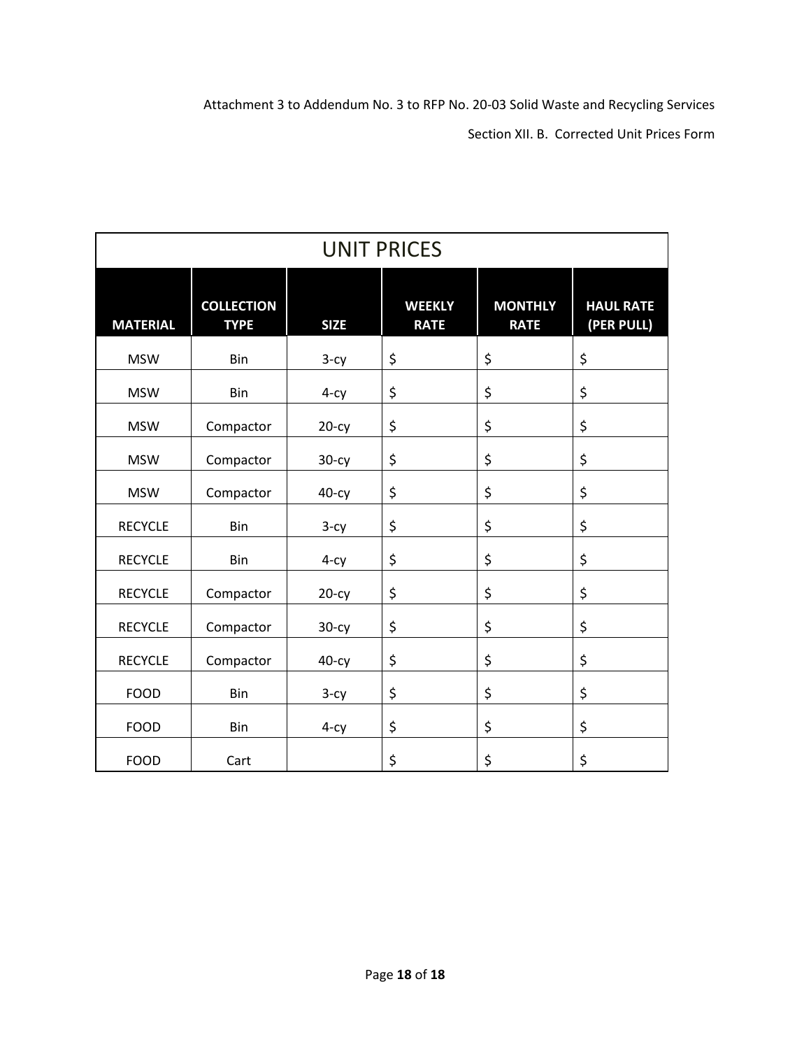Attachment 3 to Addendum No. 3 to RFP No. 20-03 Solid Waste and Recycling Services

Section XII. B. Corrected Unit Prices Form

| UNIT PRICES | | | | | |
|---|---|---|---|---|---|
| **MATERIAL** | **COLLECTION TYPE** | **SIZE** | **WEEKLY RATE** | **MONTHLY RATE** | **HAUL RATE (PER PULL)** |
| MSW | Bin | 3-cy | $ | $ | $ |
| MSW | Bin | 4-cy | $ | $ | $ |
| MSW | Compactor | 20-cy | $ | $ | $ |
| MSW | Compactor | 30-cy | $ | $ | $ |
| MSW | Compactor | 40-cy | $ | $ | $ |
| RECYCLE | Bin | 3-cy | $ | $ | $ |
| RECYCLE | Bin | 4-cy | $ | $ | $ |
| RECYCLE | Compactor | 20-cy | $ | $ | $ |
| RECYCLE | Compactor | 30-cy | $ | $ | $ |
| RECYCLE | Compactor | 40-cy | $ | $ | $ |
| FOOD | Bin | 3-cy | $ | $ | $ |
| FOOD | Bin | 4-cy | $ | $ | $ |
| FOOD | Cart | | $ | $ | $ |